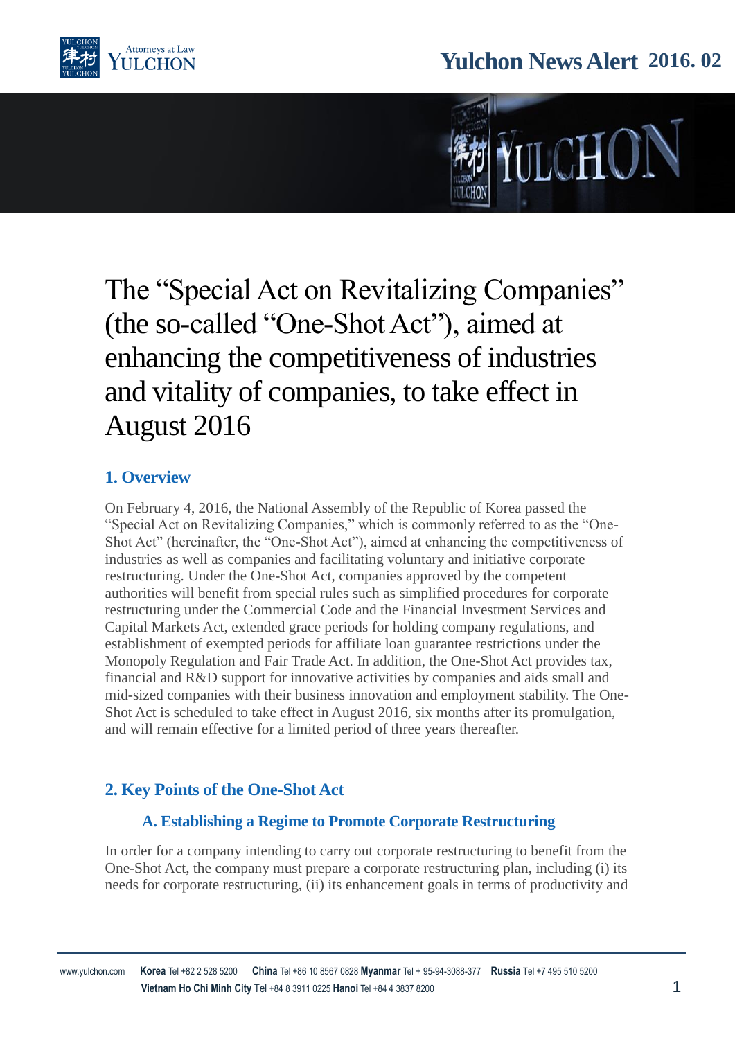# The "Special Act on Revitalizing Companies" (the so-called "One-Shot Act"), aimed at enhancing the competitiveness of industries and vitality of companies, to take effect in August 2016

## 1. Overview

On February 4, 2016, the National Assembly of the Republic of Korea passed the "Special Act on Revitalizing Companies," which is commonly referred to as the "One-Shot Act" (hereinafter, the "One-Shot Act"), aimed at enhancing the competitiveness of industries as well as companies and facilitating voluntary and initiative corporate restructuring. Under the One-Shot Act, companies approved by the competent authorities will benefit from special rules such as simplified procedures for corporate restructuring under the Commercial Code and the Financial Investment Services and Capital Markets Act, extended grace periods for holding company regulations, and establishment of exempted periods for affiliate loan guarantee restrictions under the Monopoly Regulation and Fair Trade Act. In addition, the One-Shot Act provides tax, financial and R&D support for innovative activities by companies and aids small and mid-sized companies with their business innovation and employment stability. The One-Shot Act is scheduled to take effect in August 2016, six months after its promulgation, and will remain effective for a limited period of three years thereafter.

## 2. Key Points of the One-Shot Act

### A. Establishing a Regime to Promote Corporate Restructuring

In order for a company intending to carry out corporate restructuring to benefit from the One-Shot Act, the company must prepare a corporate restructuring plan, including (i) its needs for corporate restructuring, (ii) its enhancement goals in terms of productivity and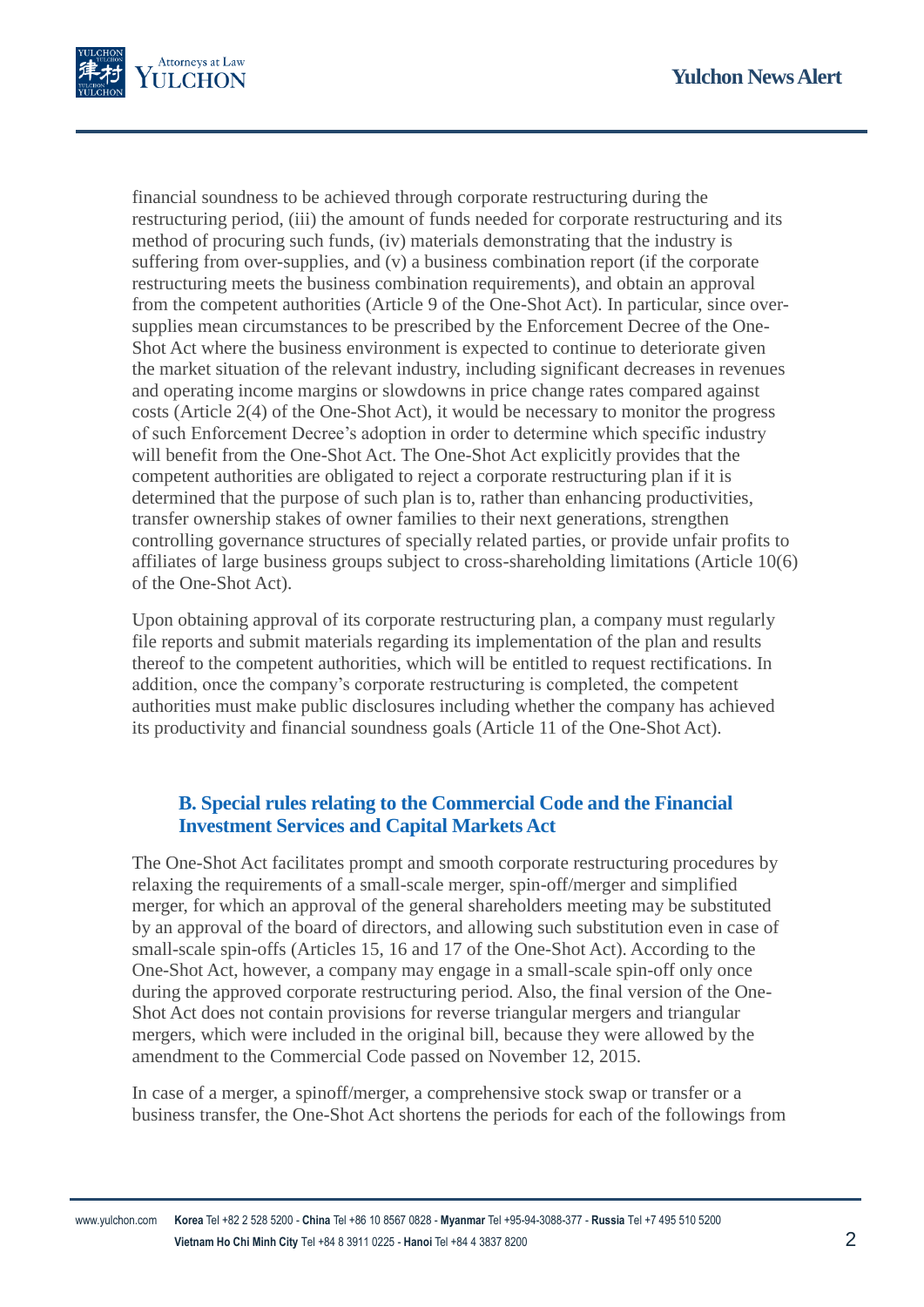financial soundness to be achieved through corporate restructuring during the restructuring period, (iii) the amount of funds needed for corporate restructuring and its method of procuring such funds, (iv) materials demonstrating that the industry is suffering from over-supplies, and (v) a business combination report (if the corporate restructuring meets the business combination requirements), and obtain an approval from the competent authorities (Article 9 of the One-Shot Act). In particular, since over-supplies mean circumstances to be prescribed by the Enforcement Decree of the One-Shot Act where the business environment is expected to continue to deteriorate given the market situation of the relevant industry, including significant decreases in revenues and operating income margins or slowdowns in price change rates compared against costs (Article 2(4) of the One-Shot Act), it would be necessary to monitor the progress of such Enforcement Decree's adoption in order to determine which specific industry will benefit from the One-Shot Act. The One-Shot Act explicitly provides that the competent authorities are obligated to reject a corporate restructuring plan if it is determined that the purpose of such plan is to, rather than enhancing productivities, transfer ownership stakes of owner families to their next generations, strengthen controlling governance structures of specially related parties, or provide unfair profits to affiliates of large business groups subject to cross-shareholding limitations (Article 10(6) of the One-Shot Act).

Upon obtaining approval of its corporate restructuring plan, a company must regularly file reports and submit materials regarding its implementation of the plan and results thereof to the competent authorities, which will be entitled to request rectifications. In addition, once the company's corporate restructuring is completed, the competent authorities must make public disclosures including whether the company has achieved its productivity and financial soundness goals (Article 11 of the One-Shot Act).

### B. Special rules relating to the Commercial Code and the Financial Investment Services and Capital Markets Act

The One-Shot Act facilitates prompt and smooth corporate restructuring procedures by relaxing the requirements of a small-scale merger, spin-off/merger and simplified merger, for which an approval of the general shareholders meeting may be substituted by an approval of the board of directors, and allowing such substitution even in case of small-scale spin-offs (Articles 15, 16 and 17 of the One-Shot Act). According to the One-Shot Act, however, a company may engage in a small-scale spin-off only once during the approved corporate restructuring period. Also, the final version of the One-Shot Act does not contain provisions for reverse triangular mergers and triangular mergers, which were included in the original bill, because they were allowed by the amendment to the Commercial Code passed on November 12, 2015.

In case of a merger, a spinoff/merger, a comprehensive stock swap or transfer or a business transfer, the One-Shot Act shortens the periods for each of the followings from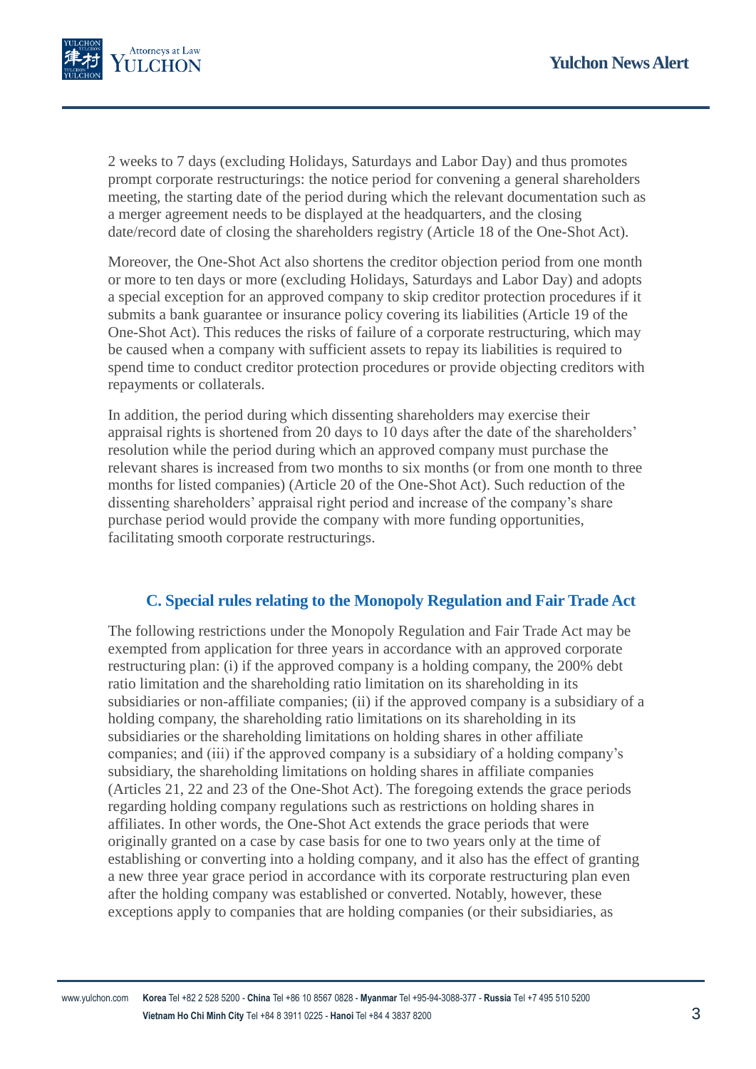2 weeks to 7 days (excluding Holidays, Saturdays and Labor Day) and thus promotes prompt corporate restructurings: the notice period for convening a general shareholders meeting, the starting date of the period during which the relevant documentation such as a merger agreement needs to be displayed at the headquarters, and the closing date/record date of closing the shareholders registry (Article 18 of the One-Shot Act).

Moreover, the One-Shot Act also shortens the creditor objection period from one month or more to ten days or more (excluding Holidays, Saturdays and Labor Day) and adopts a special exception for an approved company to skip creditor protection procedures if it submits a bank guarantee or insurance policy covering its liabilities (Article 19 of the One-Shot Act). This reduces the risks of failure of a corporate restructuring, which may be caused when a company with sufficient assets to repay its liabilities is required to spend time to conduct creditor protection procedures or provide objecting creditors with repayments or collaterals.

In addition, the period during which dissenting shareholders may exercise their appraisal rights is shortened from 20 days to 10 days after the date of the shareholders' resolution while the period during which an approved company must purchase the relevant shares is increased from two months to six months (or from one month to three months for listed companies) (Article 20 of the One-Shot Act). Such reduction of the dissenting shareholders' appraisal right period and increase of the company's share purchase period would provide the company with more funding opportunities, facilitating smooth corporate restructurings.

### C. Special rules relating to the Monopoly Regulation and Fair Trade Act

The following restrictions under the Monopoly Regulation and Fair Trade Act may be exempted from application for three years in accordance with an approved corporate restructuring plan: (i) if the approved company is a holding company, the 200% debt ratio limitation and the shareholding ratio limitation on its shareholding in its subsidiaries or non-affiliate companies; (ii) if the approved company is a subsidiary of a holding company, the shareholding ratio limitations on its shareholding in its subsidiaries or the shareholding limitations on holding shares in other affiliate companies; and (iii) if the approved company is a subsidiary of a holding company's subsidiary, the shareholding limitations on holding shares in affiliate companies (Articles 21, 22 and 23 of the One-Shot Act). The foregoing extends the grace periods regarding holding company regulations such as restrictions on holding shares in affiliates. In other words, the One-Shot Act extends the grace periods that were originally granted on a case by case basis for one to two years only at the time of establishing or converting into a holding company, and it also has the effect of granting a new three year grace period in accordance with its corporate restructuring plan even after the holding company was established or converted. Notably, however, these exceptions apply to companies that are holding companies (or their subsidiaries, as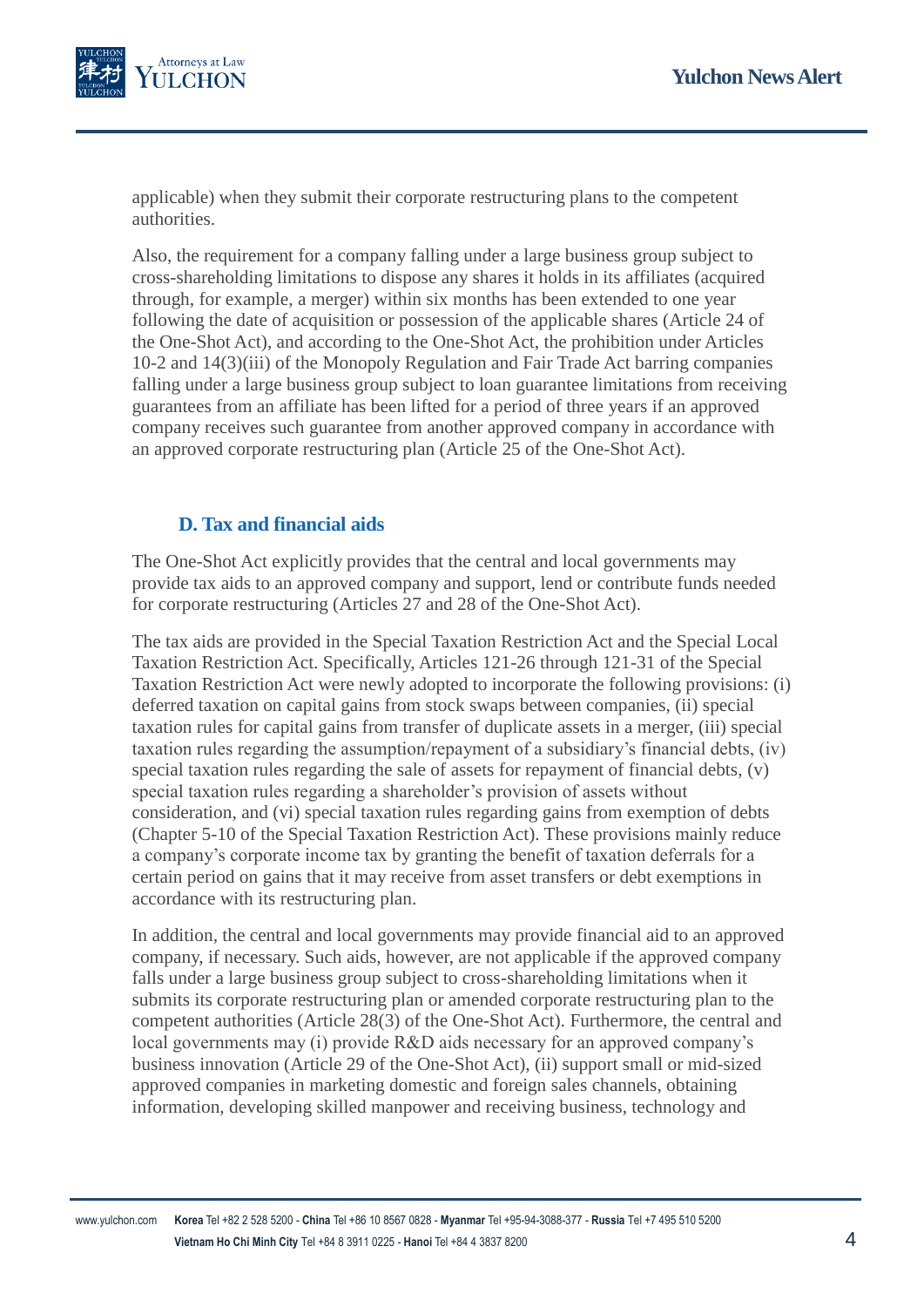applicable) when they submit their corporate restructuring plans to the competent authorities.

Also, the requirement for a company falling under a large business group subject to cross-shareholding limitations to dispose any shares it holds in its affiliates (acquired through, for example, a merger) within six months has been extended to one year following the date of acquisition or possession of the applicable shares (Article 24 of the One-Shot Act), and according to the One-Shot Act, the prohibition under Articles 10-2 and 14(3)(iii) of the Monopoly Regulation and Fair Trade Act barring companies falling under a large business group subject to loan guarantee limitations from receiving guarantees from an affiliate has been lifted for a period of three years if an approved company receives such guarantee from another approved company in accordance with an approved corporate restructuring plan (Article 25 of the One-Shot Act).

### D. Tax and financial aids

The One-Shot Act explicitly provides that the central and local governments may provide tax aids to an approved company and support, lend or contribute funds needed for corporate restructuring (Articles 27 and 28 of the One-Shot Act).

The tax aids are provided in the Special Taxation Restriction Act and the Special Local Taxation Restriction Act. Specifically, Articles 121-26 through 121-31 of the Special Taxation Restriction Act were newly adopted to incorporate the following provisions: (i) deferred taxation on capital gains from stock swaps between companies, (ii) special taxation rules for capital gains from transfer of duplicate assets in a merger, (iii) special taxation rules regarding the assumption/repayment of a subsidiary's financial debts, (iv) special taxation rules regarding the sale of assets for repayment of financial debts, (v) special taxation rules regarding a shareholder's provision of assets without consideration, and (vi) special taxation rules regarding gains from exemption of debts (Chapter 5-10 of the Special Taxation Restriction Act). These provisions mainly reduce a company's corporate income tax by granting the benefit of taxation deferrals for a certain period on gains that it may receive from asset transfers or debt exemptions in accordance with its restructuring plan.

In addition, the central and local governments may provide financial aid to an approved company, if necessary. Such aids, however, are not applicable if the approved company falls under a large business group subject to cross-shareholding limitations when it submits its corporate restructuring plan or amended corporate restructuring plan to the competent authorities (Article 28(3) of the One-Shot Act). Furthermore, the central and local governments may (i) provide R&D aids necessary for an approved company's business innovation (Article 29 of the One-Shot Act), (ii) support small or mid-sized approved companies in marketing domestic and foreign sales channels, obtaining information, developing skilled manpower and receiving business, technology and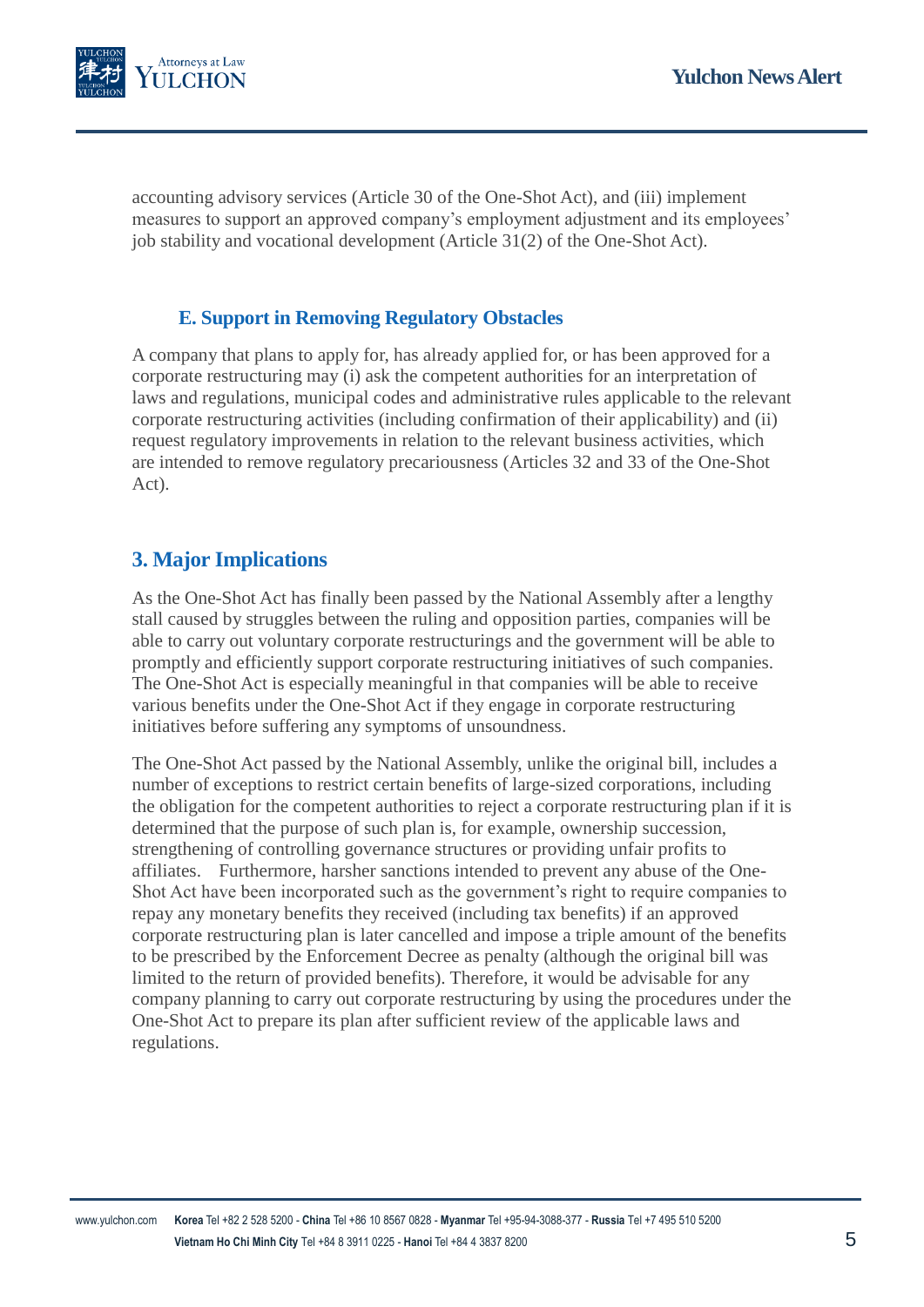accounting advisory services (Article 30 of the One-Shot Act), and (iii) implement measures to support an approved company's employment adjustment and its employees' job stability and vocational development (Article 31(2) of the One-Shot Act).

### E. Support in Removing Regulatory Obstacles

A company that plans to apply for, has already applied for, or has been approved for a corporate restructuring may (i) ask the competent authorities for an interpretation of laws and regulations, municipal codes and administrative rules applicable to the relevant corporate restructuring activities (including confirmation of their applicability) and (ii) request regulatory improvements in relation to the relevant business activities, which are intended to remove regulatory precariousness (Articles 32 and 33 of the One-Shot Act).

## 3. Major Implications

As the One-Shot Act has finally been passed by the National Assembly after a lengthy stall caused by struggles between the ruling and opposition parties, companies will be able to carry out voluntary corporate restructurings and the government will be able to promptly and efficiently support corporate restructuring initiatives of such companies. The One-Shot Act is especially meaningful in that companies will be able to receive various benefits under the One-Shot Act if they engage in corporate restructuring initiatives before suffering any symptoms of unsoundness.

The One-Shot Act passed by the National Assembly, unlike the original bill, includes a number of exceptions to restrict certain benefits of large-sized corporations, including the obligation for the competent authorities to reject a corporate restructuring plan if it is determined that the purpose of such plan is, for example, ownership succession, strengthening of controlling governance structures or providing unfair profits to affiliates. Furthermore, harsher sanctions intended to prevent any abuse of the One-Shot Act have been incorporated such as the government's right to require companies to repay any monetary benefits they received (including tax benefits) if an approved corporate restructuring plan is later cancelled and impose a triple amount of the benefits to be prescribed by the Enforcement Decree as penalty (although the original bill was limited to the return of provided benefits). Therefore, it would be advisable for any company planning to carry out corporate restructuring by using the procedures under the One-Shot Act to prepare its plan after sufficient review of the applicable laws and regulations.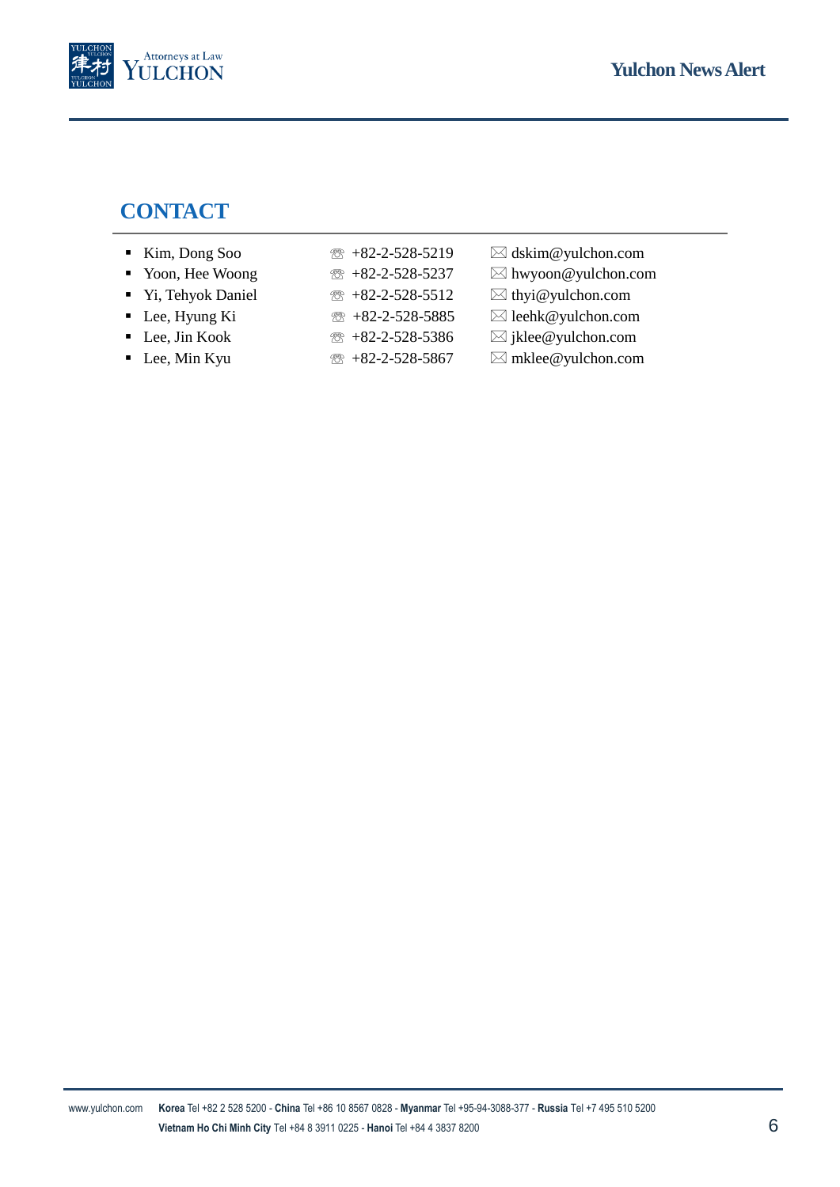## CONTACT

| | | |
|---|---|---|
| Kim, Dong Soo | ☏ +82-2-528-5219 | ✉ dskim@yulchon.com |
| Yoon, Hee Woong | ☏ +82-2-528-5237 | ✉ hwyoon@yulchon.com |
| Yi, Tehyok Daniel | ☏ +82-2-528-5512 | ✉ thyi@yulchon.com |
| Lee, Hyung Ki | ☏ +82-2-528-5885 | ✉ leehk@yulchon.com |
| Lee, Jin Kook | ☏ +82-2-528-5386 | ✉ jklee@yulchon.com |
| Lee, Min Kyu | ☏ +82-2-528-5867 | ✉ mklee@yulchon.com |

www.yulchon.com **Korea** Tel +82 2 528 5200 - **China** Tel +86 10 8567 0828 - **Myanmar** Tel +95-94-3088-377 - **Russia** Tel +7 495 510 5200
**Vietnam Ho Chi Minh City** Tel +84 8 3911 0225 - **Hanoi** Tel +84 4 3837 8200